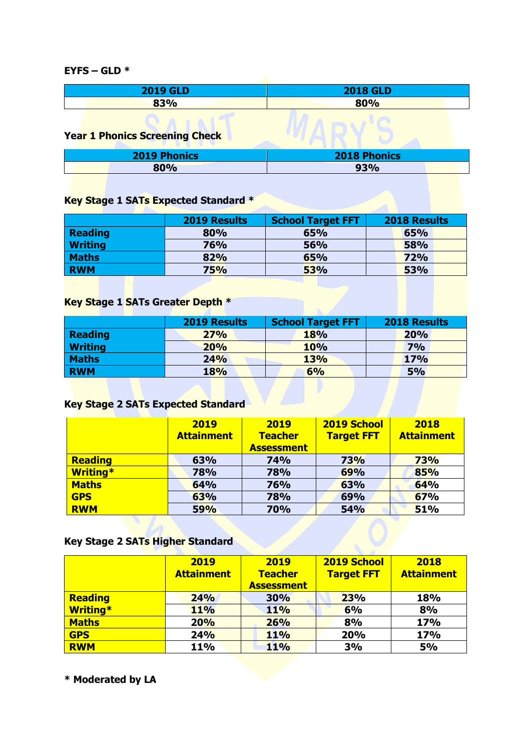**EYFS – GLD ***

| 2019 GLD | 2018 GLD |
|---|---|
| 83% | 80% |

**Year 1 Phonics Screening Check**

| 2019 Phonics | 2018 Phonics |
|---|---|
| 80% | 93% |

**Key Stage 1 SATs Expected Standard ***

| | 2019 Results | School Target FFT | 2018 Results |
|---|---|---|---|
| Reading | 80% | 65% | 65% |
| Writing | 76% | 56% | 58% |
| Maths | 82% | 65% | 72% |
| RWM | 75% | 53% | 53% |

**Key Stage 1 SATs Greater Depth ***

| | 2019 Results | School Target FFT | 2018 Results |
|---|---|---|---|
| Reading | 27% | 18% | 20% |
| Writing | 20% | 10% | 7% |
| Maths | 24% | 13% | 17% |
| RWM | 18% | 6% | 5% |

**Key Stage 2 SATs Expected Standard**

| | 2019 Attainment | 2019 Teacher Assessment | 2019 School Target FFT | 2018 Attainment |
|---|---|---|---|---|
| Reading | 63% | 74% | 73% | 73% |
| Writing* | 78% | 78% | 69% | 85% |
| Maths | 64% | 76% | 63% | 64% |
| GPS | 63% | 78% | 69% | 67% |
| RWM | 59% | 70% | 54% | 51% |

**Key Stage 2 SATs Higher Standard**

| | 2019 Attainment | 2019 Teacher Assessment | 2019 School Target FFT | 2018 Attainment |
|---|---|---|---|---|
| Reading | 24% | 30% | 23% | 18% |
| Writing* | 11% | 11% | 6% | 8% |
| Maths | 20% | 26% | 8% | 17% |
| GPS | 24% | 11% | 20% | 17% |
| RWM | 11% | 11% | 3% | 5% |

**\* Moderated by LA**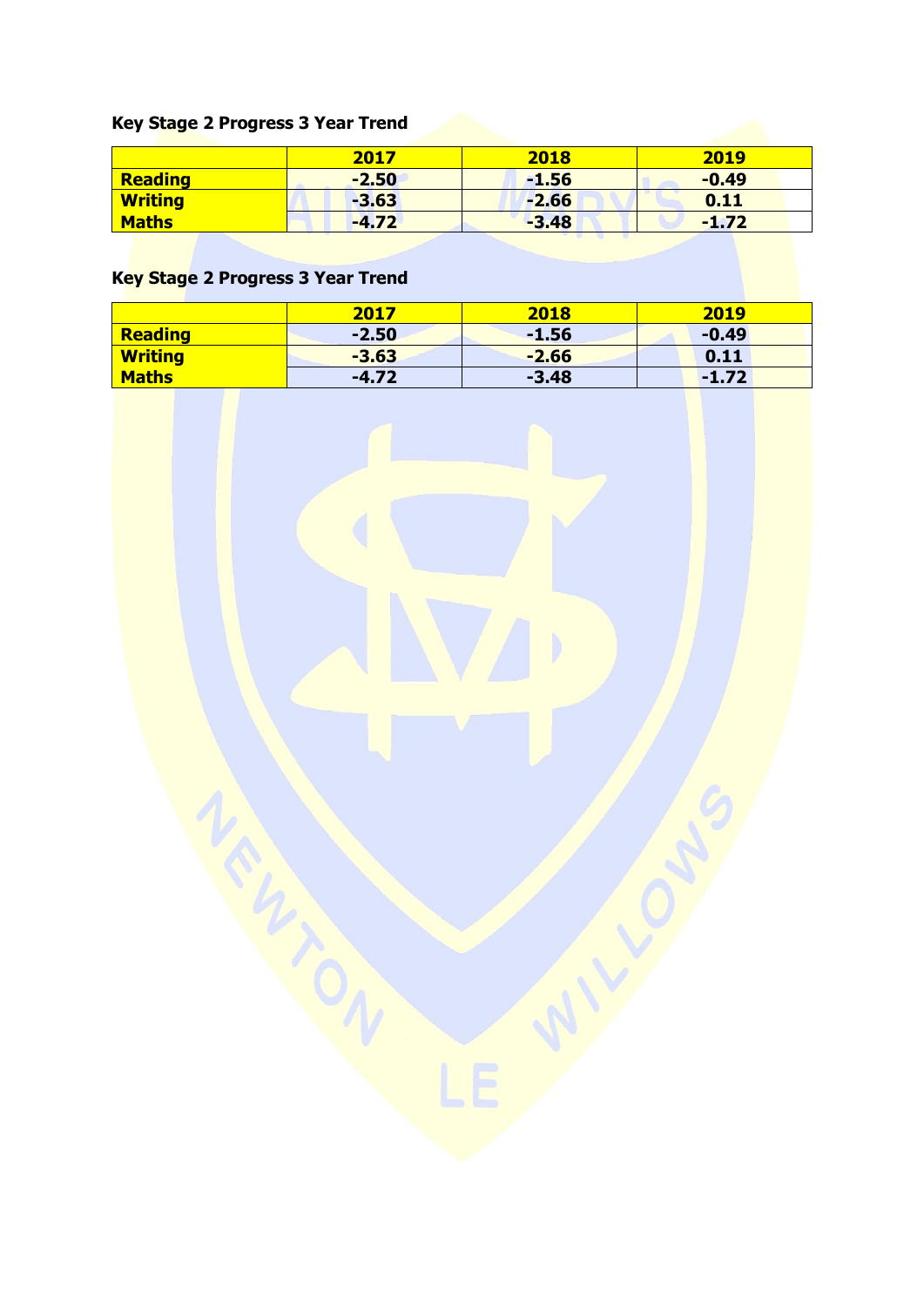### Key Stage 2 Progress 3 Year Trend

| | 2017 | 2018 | 2019 |
|---|---|---|---|
| Reading | -2.50 | -1.56 | -0.49 |
| Writing | -3.63 | -2.66 | 0.11 |
| Maths | -4.72 | -3.48 | -1.72 |

### Key Stage 2 Progress 3 Year Trend

| | 2017 | 2018 | 2019 |
|---|---|---|---|
| Reading | -2.50 | -1.56 | -0.49 |
| Writing | -3.63 | -2.66 | 0.11 |
| Maths | -4.72 | -3.48 | -1.72 |